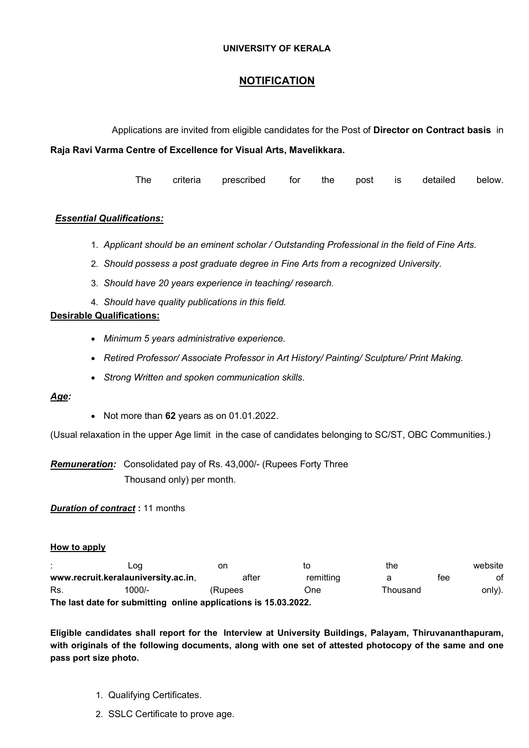**UNIVERSITY OF KERALA**

## NOTIFICATION

Applications are invited from eligible candidates for the Post of **Director on Contract basis** in **Raja Ravi Varma Centre of Excellence for Visual Arts, Mavelikkara.**

The criteria prescribed for the post is detailed below.

***Essential Qualifications:***

1. *Applicant should be an eminent scholar / Outstanding Professional in the field of Fine Arts.*
2. *Should possess a post graduate degree in Fine Arts from a recognized University.*
3. *Should have 20 years experience in teaching/ research.*
4. *Should have quality publications in this field.*

**Desirable Qualifications:**

- *Minimum 5 years administrative experience.*
- *Retired Professor/ Associate Professor in Art History/ Painting/ Sculpture/ Print Making.*
- *Strong Written and spoken communication skills.*

***Age:***

- Not more than **62** years as on 01.01.2022.

(Usual relaxation in the upper Age limit in the case of candidates belonging to SC/ST, OBC Communities.)

***Remuneration:*** Consolidated pay of Rs. 43,000/- (Rupees Forty Three Thousand only) per month.

***Duration of contract*** **:** 11 months

**How to apply**

: Log on to the website **www.recruit.keralauniversity.ac.in**, after remitting a fee of Rs. 1000/- (Rupees One Thousand only).
**The last date for submitting online applications is 15.03.2022.**

**Eligible candidates shall report for the Interview at University Buildings, Palayam, Thiruvananthapuram, with originals of the following documents, along with one set of attested photocopy of the same and one pass port size photo.**

1. Qualifying Certificates.
2. SSLC Certificate to prove age.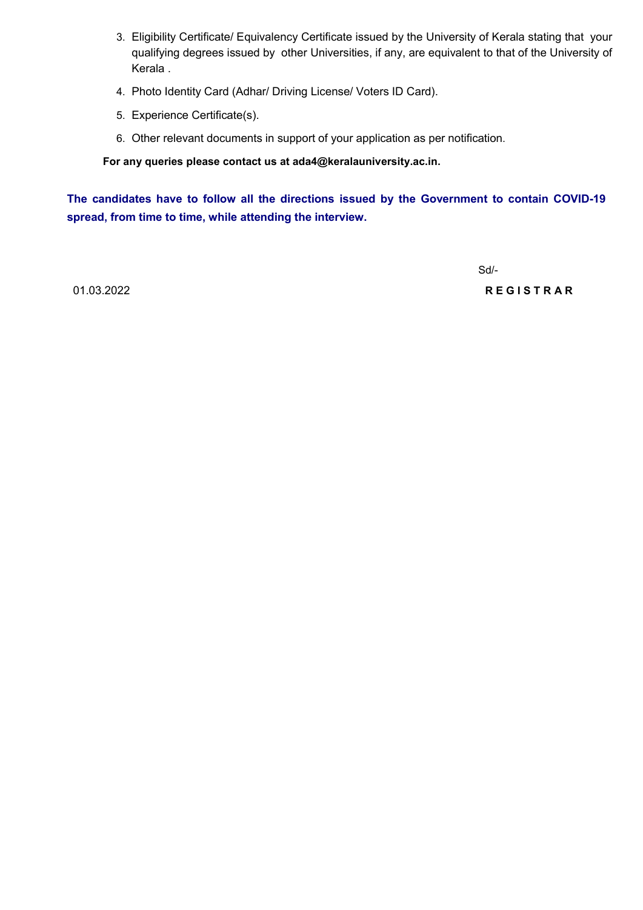3. Eligibility Certificate/ Equivalency Certificate issued by the University of Kerala stating that your qualifying degrees issued by other Universities, if any, are equivalent to that of the University of Kerala .
4. Photo Identity Card (Adhar/ Driving License/ Voters ID Card).
5. Experience Certificate(s).
6. Other relevant documents in support of your application as per notification.

**For any queries please contact us at ada4@keralauniversity.ac.in.**

**The candidates have to follow all the directions issued by the Government to contain COVID-19 spread, from time to time, while attending the interview.**

Sd/-

01.03.2022 **REGISTRAR**